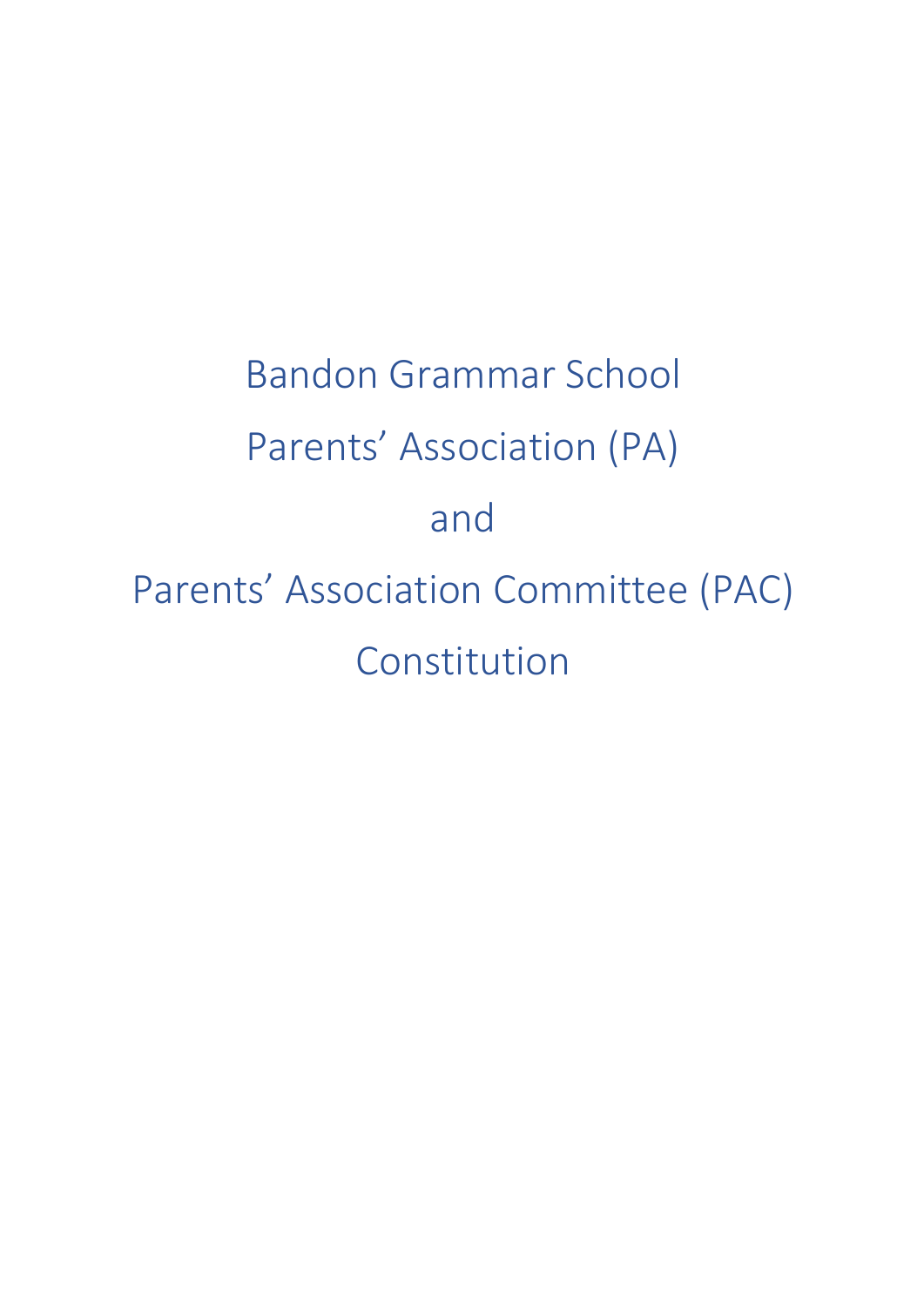# Bandon Grammar School

# Parents' Association (PA)

# and

# Parents' Association Committee (PAC)

# Constitution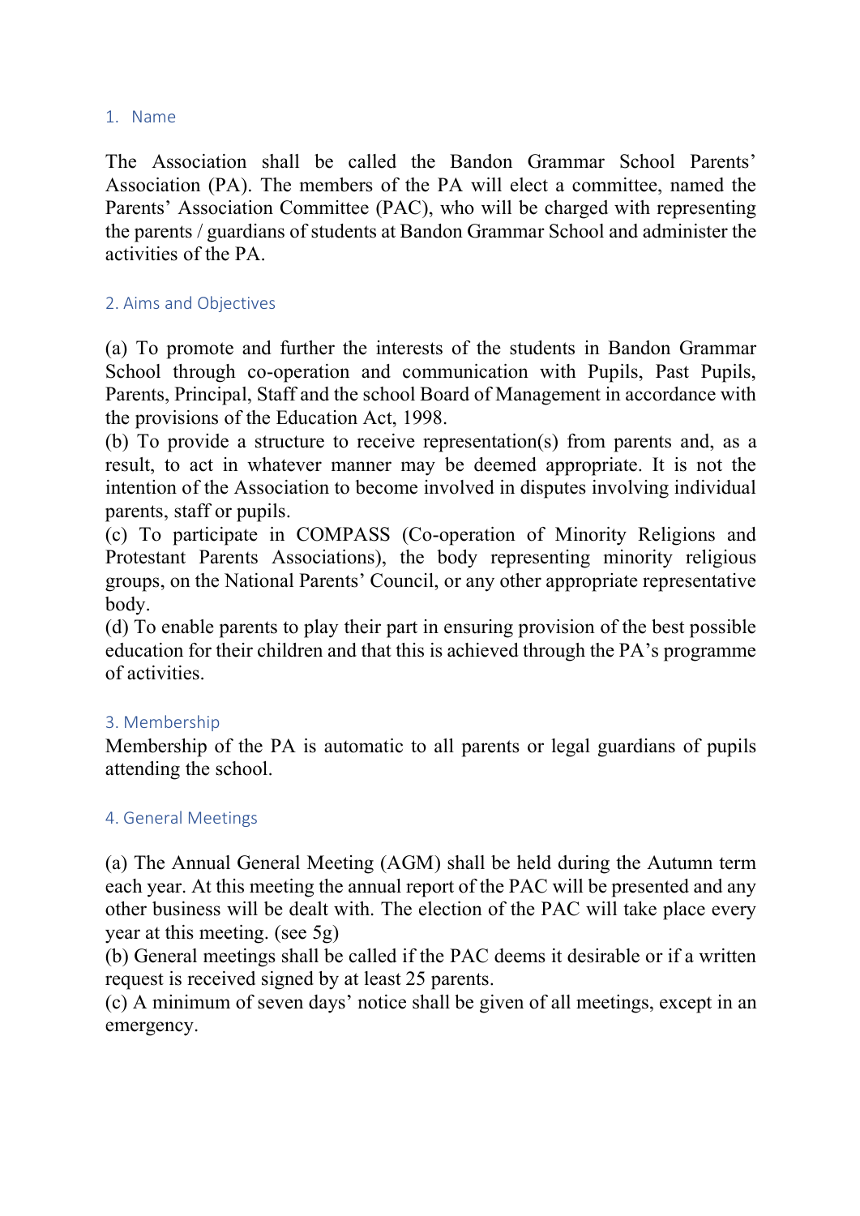## 1. Name

The Association shall be called the Bandon Grammar School Parents' Association (PA). The members of the PA will elect a committee, named the Parents' Association Committee (PAC), who will be charged with representing the parents / guardians of students at Bandon Grammar School and administer the activities of the PA.

## 2. Aims and Objectives

(a) To promote and further the interests of the students in Bandon Grammar School through co-operation and communication with Pupils, Past Pupils, Parents, Principal, Staff and the school Board of Management in accordance with the provisions of the Education Act, 1998.
(b) To provide a structure to receive representation(s) from parents and, as a result, to act in whatever manner may be deemed appropriate. It is not the intention of the Association to become involved in disputes involving individual parents, staff or pupils.
(c) To participate in COMPASS (Co-operation of Minority Religions and Protestant Parents Associations), the body representing minority religious groups, on the National Parents' Council, or any other appropriate representative body.
(d) To enable parents to play their part in ensuring provision of the best possible education for their children and that this is achieved through the PA's programme of activities.

## 3. Membership

Membership of the PA is automatic to all parents or legal guardians of pupils attending the school.

## 4. General Meetings

(a) The Annual General Meeting (AGM) shall be held during the Autumn term each year. At this meeting the annual report of the PAC will be presented and any other business will be dealt with. The election of the PAC will take place every year at this meeting. (see 5g)
(b) General meetings shall be called if the PAC deems it desirable or if a written request is received signed by at least 25 parents.
(c) A minimum of seven days' notice shall be given of all meetings, except in an emergency.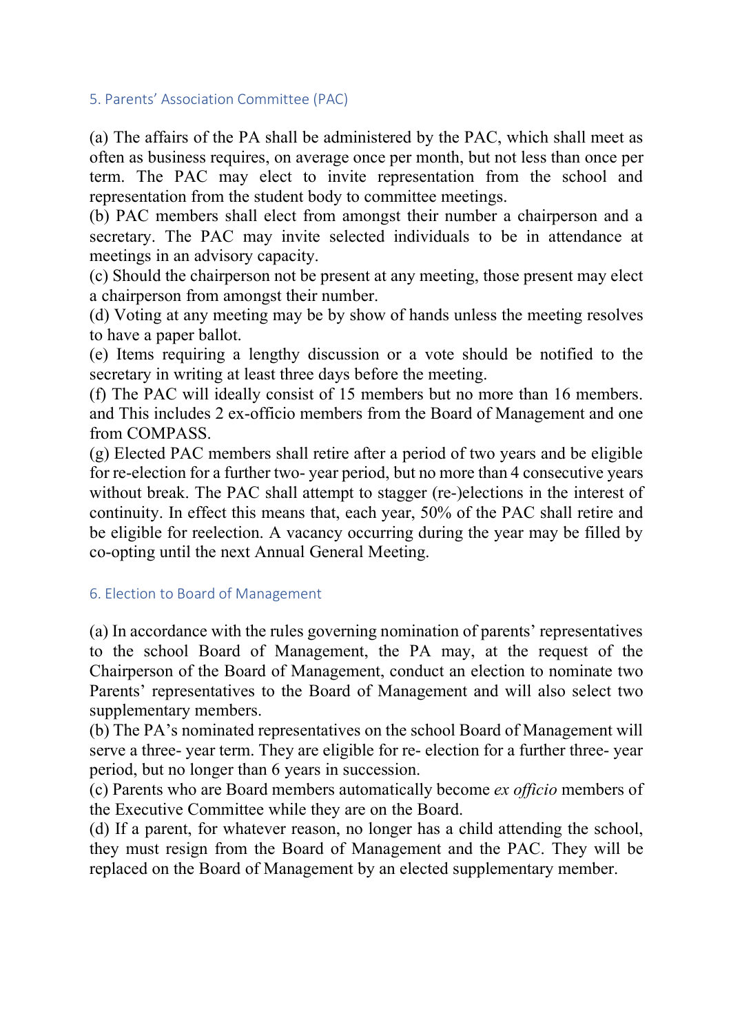## 5. Parents' Association Committee (PAC)

(a) The affairs of the PA shall be administered by the PAC, which shall meet as often as business requires, on average once per month, but not less than once per term. The PAC may elect to invite representation from the school and representation from the student body to committee meetings.
(b) PAC members shall elect from amongst their number a chairperson and a secretary. The PAC may invite selected individuals to be in attendance at meetings in an advisory capacity.
(c) Should the chairperson not be present at any meeting, those present may elect a chairperson from amongst their number.
(d) Voting at any meeting may be by show of hands unless the meeting resolves to have a paper ballot.
(e) Items requiring a lengthy discussion or a vote should be notified to the secretary in writing at least three days before the meeting.
(f) The PAC will ideally consist of 15 members but no more than 16 members. and This includes 2 ex-officio members from the Board of Management and one from COMPASS.
(g) Elected PAC members shall retire after a period of two years and be eligible for re-election for a further two- year period, but no more than 4 consecutive years without break. The PAC shall attempt to stagger (re-)elections in the interest of continuity. In effect this means that, each year, 50% of the PAC shall retire and be eligible for reelection. A vacancy occurring during the year may be filled by co-opting until the next Annual General Meeting.

## 6. Election to Board of Management

(a) In accordance with the rules governing nomination of parents' representatives to the school Board of Management, the PA may, at the request of the Chairperson of the Board of Management, conduct an election to nominate two Parents' representatives to the Board of Management and will also select two supplementary members.
(b) The PA's nominated representatives on the school Board of Management will serve a three- year term. They are eligible for re- election for a further three- year period, but no longer than 6 years in succession.
(c) Parents who are Board members automatically become *ex officio* members of the Executive Committee while they are on the Board.
(d) If a parent, for whatever reason, no longer has a child attending the school, they must resign from the Board of Management and the PAC. They will be replaced on the Board of Management by an elected supplementary member.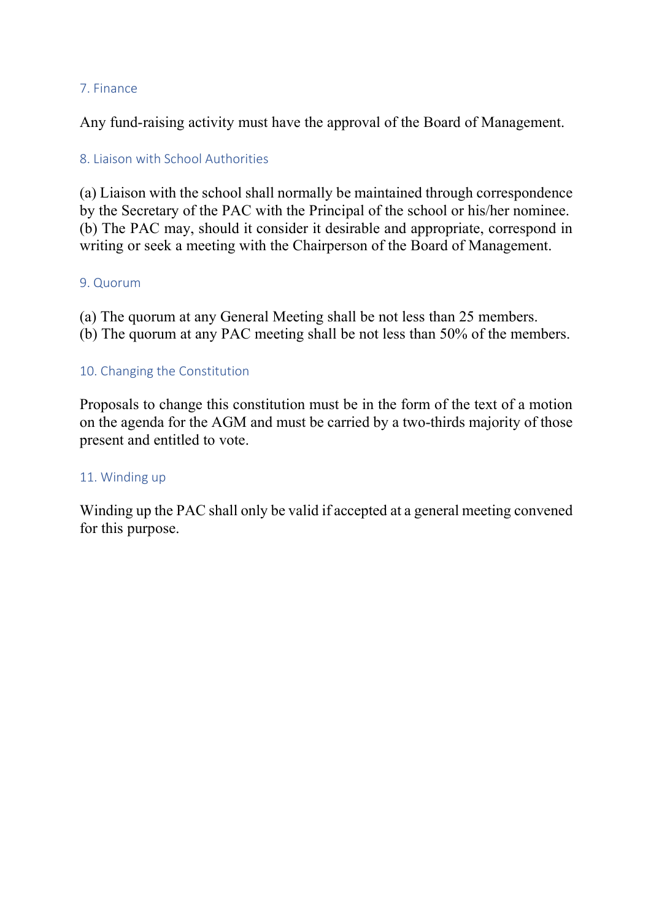## 7. Finance

Any fund-raising activity must have the approval of the Board of Management.

## 8. Liaison with School Authorities

(a) Liaison with the school shall normally be maintained through correspondence by the Secretary of the PAC with the Principal of the school or his/her nominee.
(b) The PAC may, should it consider it desirable and appropriate, correspond in writing or seek a meeting with the Chairperson of the Board of Management.

## 9. Quorum

(a) The quorum at any General Meeting shall be not less than 25 members.
(b) The quorum at any PAC meeting shall be not less than 50% of the members.

## 10. Changing the Constitution

Proposals to change this constitution must be in the form of the text of a motion on the agenda for the AGM and must be carried by a two-thirds majority of those present and entitled to vote.

## 11. Winding up

Winding up the PAC shall only be valid if accepted at a general meeting convened for this purpose.